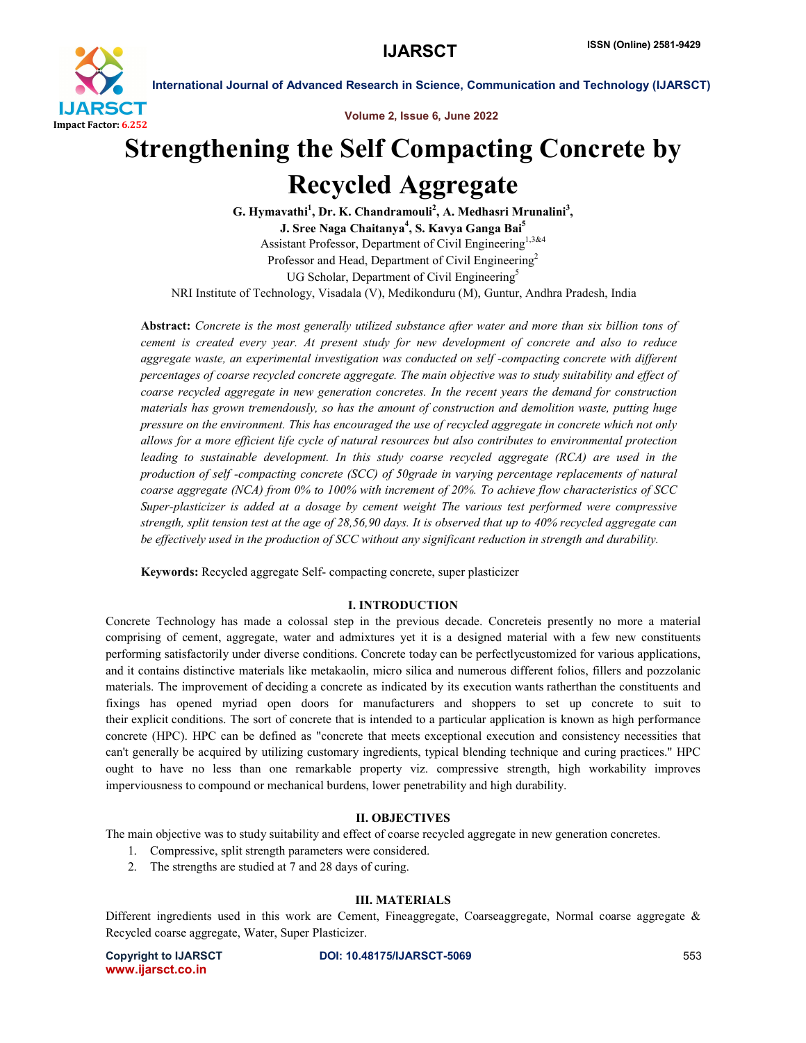# Strengthening the Self Compacting Concrete by Recycled Aggregate

**G. Hymavathi[1], Dr. K. Chandramouli[2], A. Medhasri Mrunalini[3], J. Sree Naga Chaitanya[4], S. Kavya Ganga Bai[5]**

Assistant Professor, Department of Civil Engineering[1,3&4]
Professor and Head, Department of Civil Engineering[2]
UG Scholar, Department of Civil Engineering[5]
NRI Institute of Technology, Visadala (V), Medikonduru (M), Guntur, Andhra Pradesh, India

**Abstract:** *Concrete is the most generally utilized substance after water and more than six billion tons of cement is created every year. At present study for new development of concrete and also to reduce aggregate waste, an experimental investigation was conducted on self -compacting concrete with different percentages of coarse recycled concrete aggregate. The main objective was to study suitability and effect of coarse recycled aggregate in new generation concretes. In the recent years the demand for construction materials has grown tremendously, so has the amount of construction and demolition waste, putting huge pressure on the environment. This has encouraged the use of recycled aggregate in concrete which not only allows for a more efficient life cycle of natural resources but also contributes to environmental protection leading to sustainable development. In this study coarse recycled aggregate (RCA) are used in the production of self -compacting concrete (SCC) of 50grade in varying percentage replacements of natural coarse aggregate (NCA) from 0% to 100% with increment of 20%. To achieve flow characteristics of SCC Super-plasticizer is added at a dosage by cement weight The various test performed were compressive strength, split tension test at the age of 28,56,90 days. It is observed that up to 40% recycled aggregate can be effectively used in the production of SCC without any significant reduction in strength and durability.*

**Keywords:** Recycled aggregate Self- compacting concrete, super plasticizer

## I. INTRODUCTION

Concrete Technology has made a colossal step in the previous decade. Concreteis presently no more a material comprising of cement, aggregate, water and admixtures yet it is a designed material with a few new constituents performing satisfactorily under diverse conditions. Concrete today can be perfectlycustomized for various applications, and it contains distinctive materials like metakaolin, micro silica and numerous different folios, fillers and pozzolanic materials. The improvement of deciding a concrete as indicated by its execution wants ratherthan the constituents and fixings has opened myriad open doors for manufacturers and shoppers to set up concrete to suit to their explicit conditions. The sort of concrete that is intended to a particular application is known as high performance concrete (HPC). HPC can be defined as "concrete that meets exceptional execution and consistency necessities that can't generally be acquired by utilizing customary ingredients, typical blending technique and curing practices." HPC ought to have no less than one remarkable property viz. compressive strength, high workability improves imperviousness to compound or mechanical burdens, lower penetrability and high durability.

## II. OBJECTIVES

The main objective was to study suitability and effect of coarse recycled aggregate in new generation concretes.

1. Compressive, split strength parameters were considered.
2. The strengths are studied at 7 and 28 days of curing.

## III. MATERIALS

Different ingredients used in this work are Cement, Fineaggregate, Coarseaggregate, Normal coarse aggregate & Recycled coarse aggregate, Water, Super Plasticizer.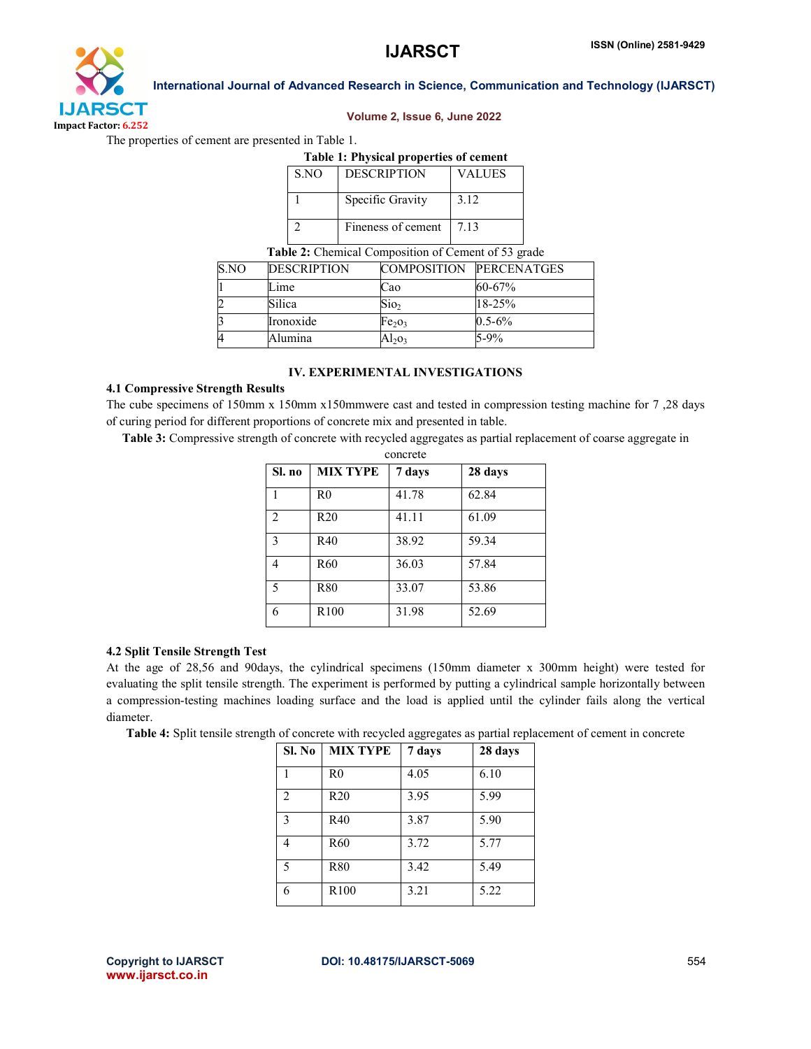The properties of cement are presented in Table 1.

**Table 1: Physical properties of cement**

| S.NO | DESCRIPTION | VALUES |
|---|---|---|
| 1 | Specific Gravity | 3.12 |
| 2 | Fineness of cement | 7.13 |

**Table 2:** Chemical Composition of Cement of 53 grade

| S.NO | DESCRIPTION | COMPOSITION | PERCENATGES |
|---|---|---|---|
| 1 | Lime | Cao | 60-67% |
| 2 | Silica | $Sio_2$ | 18-25% |
| 3 | Ironoxide | $Fe_2o_3$ | 0.5-6% |
| 4 | Alumina | $Al_2o_3$ | 5-9% |

## IV. EXPERIMENTAL INVESTIGATIONS

### 4.1 Compressive Strength Results

The cube specimens of 150mm x 150mm x150mmwere cast and tested in compression testing machine for 7 ,28 days of curing period for different proportions of concrete mix and presented in table.

**Table 3:** Compressive strength of concrete with recycled aggregates as partial replacement of coarse aggregate in concrete

| Sl. no | MIX TYPE | 7 days | 28 days |
|---|---|---|---|
| 1 | R0 | 41.78 | 62.84 |
| 2 | R20 | 41.11 | 61.09 |
| 3 | R40 | 38.92 | 59.34 |
| 4 | R60 | 36.03 | 57.84 |
| 5 | R80 | 33.07 | 53.86 |
| 6 | R100 | 31.98 | 52.69 |

### 4.2 Split Tensile Strength Test

At the age of 28,56 and 90days, the cylindrical specimens (150mm diameter x 300mm height) were tested for evaluating the split tensile strength. The experiment is performed by putting a cylindrical sample horizontally between a compression-testing machines loading surface and the load is applied until the cylinder fails along the vertical diameter.

**Table 4:** Split tensile strength of concrete with recycled aggregates as partial replacement of cement in concrete

| Sl. No | MIX TYPE | 7 days | 28 days |
|---|---|---|---|
| 1 | R0 | 4.05 | 6.10 |
| 2 | R20 | 3.95 | 5.99 |
| 3 | R40 | 3.87 | 5.90 |
| 4 | R60 | 3.72 | 5.77 |
| 5 | R80 | 3.42 | 5.49 |
| 6 | R100 | 3.21 | 5.22 |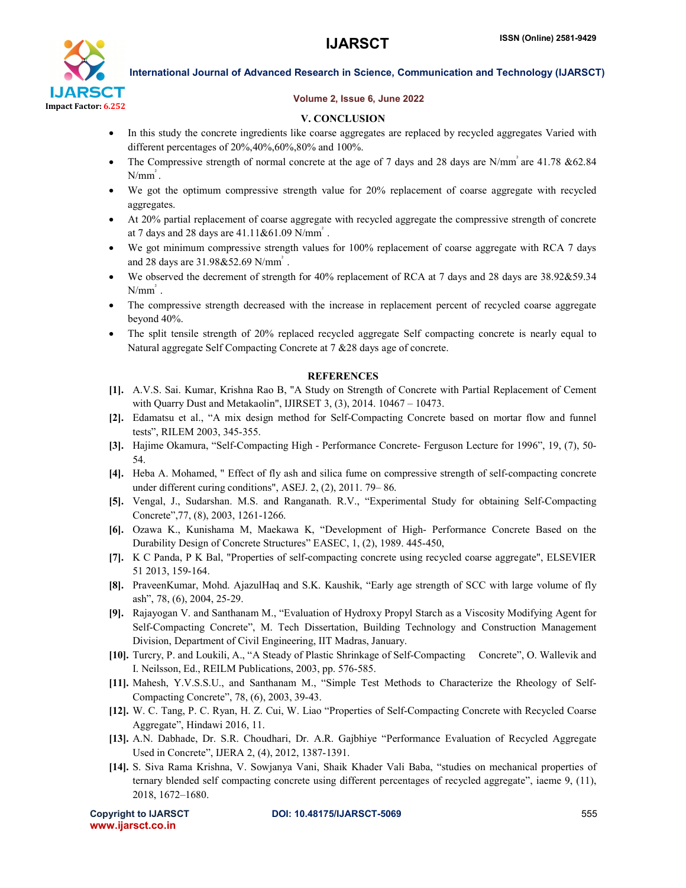## V. CONCLUSION

- In this study the concrete ingredients like coarse aggregates are replaced by recycled aggregates Varied with different percentages of 20%,40%,60%,80% and 100%.
- The Compressive strength of normal concrete at the age of 7 days and 28 days are N/mm$^2$ are 41.78 &62.84 N/mm$^2$.
- We got the optimum compressive strength value for 20% replacement of coarse aggregate with recycled aggregates.
- At 20% partial replacement of coarse aggregate with recycled aggregate the compressive strength of concrete at 7 days and 28 days are 41.11&61.09 N/mm$^2$ .
- We got minimum compressive strength values for 100% replacement of coarse aggregate with RCA 7 days and 28 days are 31.98&52.69 N/mm$^2$ .
- We observed the decrement of strength for 40% replacement of RCA at 7 days and 28 days are 38.92&59.34 N/mm$^2$ .
- The compressive strength decreased with the increase in replacement percent of recycled coarse aggregate beyond 40%.
- The split tensile strength of 20% replaced recycled aggregate Self compacting concrete is nearly equal to Natural aggregate Self Compacting Concrete at 7 &28 days age of concrete.

## REFERENCES

**[1].** A.V.S. Sai. Kumar, Krishna Rao B, "A Study on Strength of Concrete with Partial Replacement of Cement with Quarry Dust and Metakaolin", IJIRSET 3, (3), 2014. 10467 – 10473.

**[2].** Edamatsu et al., "A mix design method for Self-Compacting Concrete based on mortar flow and funnel tests", RILEM 2003, 345-355.

**[3].** Hajime Okamura, "Self-Compacting High - Performance Concrete- Ferguson Lecture for 1996", 19, (7), 50-54.

**[4].** Heba A. Mohamed, " Effect of fly ash and silica fume on compressive strength of self-compacting concrete under different curing conditions", ASEJ. 2, (2), 2011. 79– 86.

**[5].** Vengal, J., Sudarshan. M.S. and Ranganath. R.V., "Experimental Study for obtaining Self-Compacting Concrete",77, (8), 2003, 1261-1266.

**[6].** Ozawa K., Kunishama M, Maekawa K, "Development of High- Performance Concrete Based on the Durability Design of Concrete Structures" EASEC, 1, (2), 1989. 445-450,

**[7].** K C Panda, P K Bal, "Properties of self-compacting concrete using recycled coarse aggregate", ELSEVIER 51 2013, 159-164.

**[8].** PraveenKumar, Mohd. AjazulHaq and S.K. Kaushik, "Early age strength of SCC with large volume of fly ash", 78, (6), 2004, 25-29.

**[9].** Rajayogan V. and Santhanam M., "Evaluation of Hydroxy Propyl Starch as a Viscosity Modifying Agent for Self-Compacting Concrete", M. Tech Dissertation, Building Technology and Construction Management Division, Department of Civil Engineering, IIT Madras, January.

**[10].** Turcry, P. and Loukili, A., "A Steady of Plastic Shrinkage of Self-Compacting Concrete", O. Wallevik and I. Neilsson, Ed., REILM Publications, 2003, pp. 576-585.

**[11].** Mahesh, Y.V.S.S.U., and Santhanam M., "Simple Test Methods to Characterize the Rheology of Self-Compacting Concrete", 78, (6), 2003, 39-43.

**[12].** W. C. Tang, P. C. Ryan, H. Z. Cui, W. Liao "Properties of Self-Compacting Concrete with Recycled Coarse Aggregate", Hindawi 2016, 11.

**[13].** A.N. Dabhade, Dr. S.R. Choudhari, Dr. A.R. Gajbhiye "Performance Evaluation of Recycled Aggregate Used in Concrete", IJERA 2, (4), 2012, 1387-1391.

**[14].** S. Siva Rama Krishna, V. Sowjanya Vani, Shaik Khader Vali Baba, "studies on mechanical properties of ternary blended self compacting concrete using different percentages of recycled aggregate", iaeme 9, (11), 2018, 1672–1680.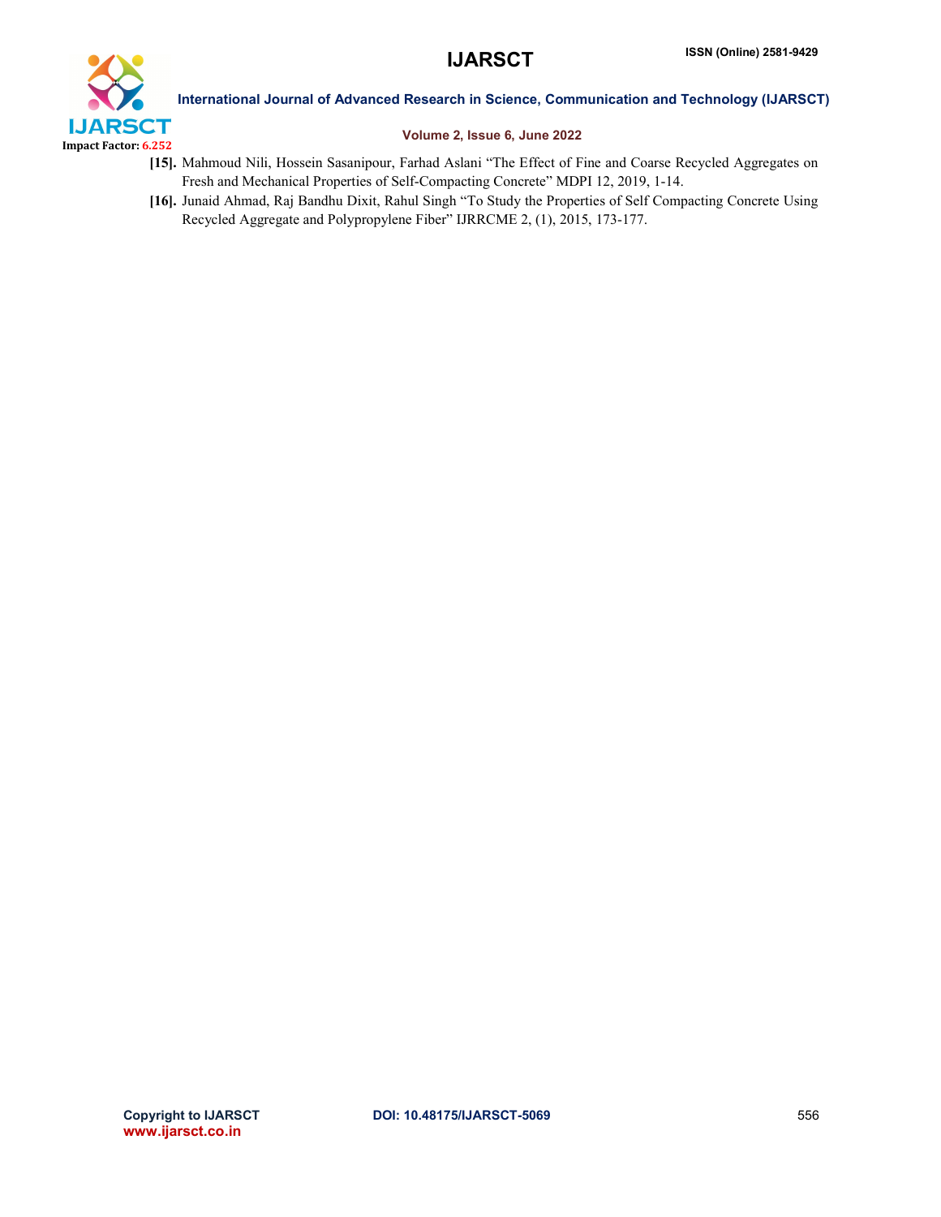[15]. Mahmoud Nili, Hossein Sasanipour, Farhad Aslani "The Effect of Fine and Coarse Recycled Aggregates on Fresh and Mechanical Properties of Self-Compacting Concrete" MDPI 12, 2019, 1-14.

[16]. Junaid Ahmad, Raj Bandhu Dixit, Rahul Singh "To Study the Properties of Self Compacting Concrete Using Recycled Aggregate and Polypropylene Fiber" IJRRCME 2, (1), 2015, 173-177.